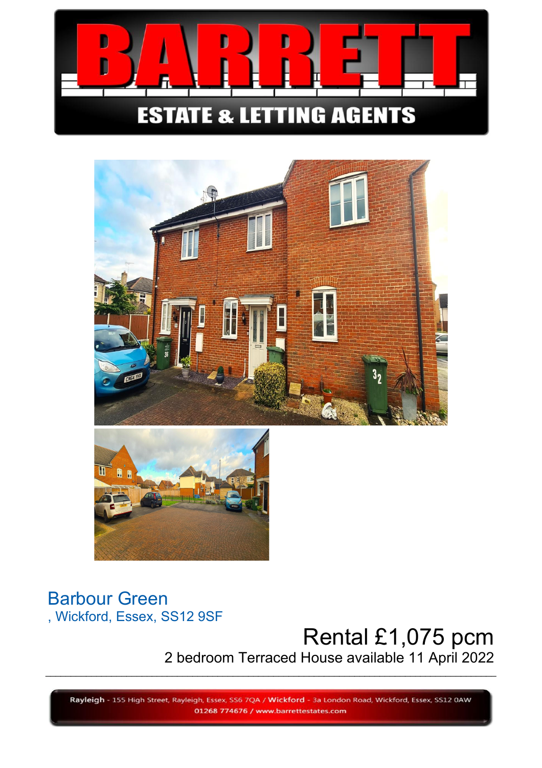# Barbour Green

, Wickford, Essex, SS12 9SF

## Rental £1,075 pcm

2 bedroom Terraced House available 11 April 2022

Rayleigh - 155 High Street, Rayleigh, Essex, SS6 7QA / Wickford - 3a London Road, Wickford, Essex, SS12 0AW
01268 774676 / www.barrettestates.com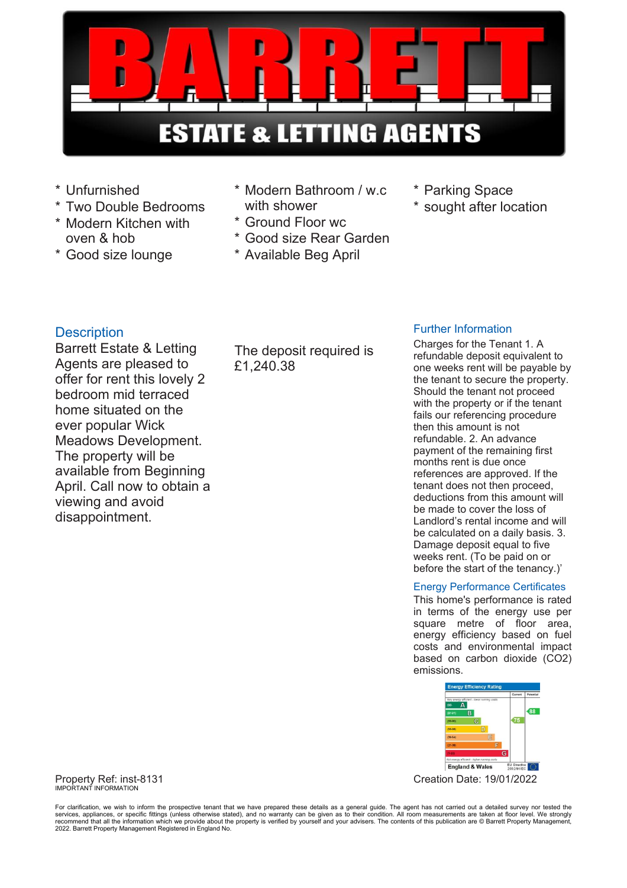# BARRETT ESTATE & LETTING AGENTS

* Unfurnished
* Two Double Bedrooms
* Modern Kitchen with oven & hob
* Good size lounge
* Modern Bathroom / w.c with shower
* Ground Floor wc
* Good size Rear Garden
* Available Beg April
* Parking Space
* sought after location

## Description

Barrett Estate & Letting Agents are pleased to offer for rent this lovely 2 bedroom mid terraced home situated on the ever popular Wick Meadows Development. The property will be available from Beginning April. Call now to obtain a viewing and avoid disappointment.

The deposit required is £1,240.38

## Further Information

Charges for the Tenant 1. A refundable deposit equivalent to one weeks rent will be payable by the tenant to secure the property. Should the tenant not proceed with the property or if the tenant fails our referencing procedure then this amount is not refundable. 2. An advance payment of the remaining first months rent is due once references are approved. If the tenant does not then proceed, deductions from this amount will be made to cover the loss of Landlord's rental income and will be calculated on a daily basis. 3. Damage deposit equal to five weeks rent. (To be paid on or before the start of the tenancy.)'

## Energy Performance Certificates

This home's performance is rated in terms of the energy use per square metre of floor area, energy efficiency based on fuel costs and environmental impact based on carbon dioxide ($CO_2$) emissions.

Energy Efficiency Rating
Current
Potential
Very energy efficient - lower running costs
(92+) A
(81-91) B
(69-80) C
(55-68) D
(39-54) E
(21-38) F
(1-20) G
Not energy efficient - higher running costs
75
88
England & Wales
EU Directive 2002/91/EC

Property Ref: inst-8131

Creation Date: 19/01/2022

IMPORTANT INFORMATION

For clarification, we wish to inform the prospective tenant that we have prepared these details as a general guide. The agent has not carried out a detailed survey nor tested the services, appliances, or specific fittings (unless otherwise stated), and no warranty can be given as to their condition. All room measurements are taken at floor level. We strongly recommend that all the information which we provide about the property is verified by yourself and your advisers. The contents of this publication are © Barrett Property Management, 2022. Barrett Property Management Registered in England No.